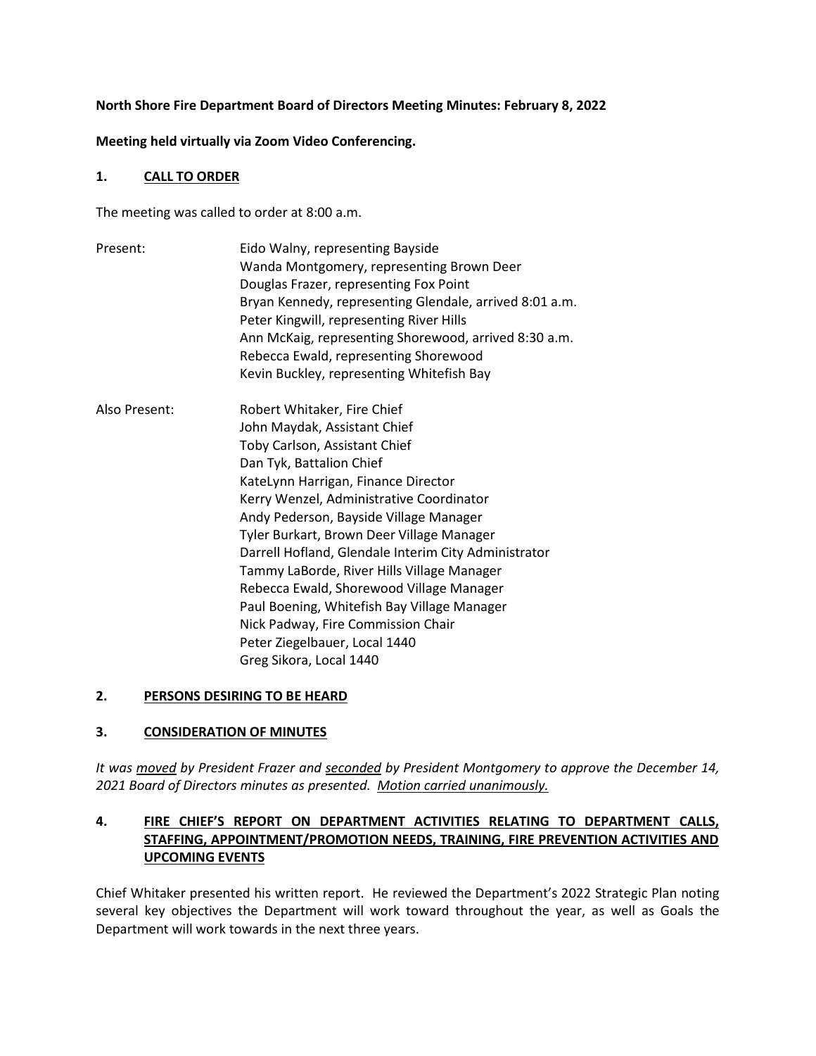**North Shore Fire Department Board of Directors Meeting Minutes: February 8, 2022**

**Meeting held virtually via Zoom Video Conferencing.**

## 1. CALL TO ORDER

The meeting was called to order at 8:00 a.m.

Present:
- Eido Walny, representing Bayside
- Wanda Montgomery, representing Brown Deer
- Douglas Frazer, representing Fox Point
- Bryan Kennedy, representing Glendale, arrived 8:01 a.m.
- Peter Kingwill, representing River Hills
- Ann McKaig, representing Shorewood, arrived 8:30 a.m.
- Rebecca Ewald, representing Shorewood
- Kevin Buckley, representing Whitefish Bay

Also Present:
- Robert Whitaker, Fire Chief
- John Maydak, Assistant Chief
- Toby Carlson, Assistant Chief
- Dan Tyk, Battalion Chief
- KateLynn Harrigan, Finance Director
- Kerry Wenzel, Administrative Coordinator
- Andy Pederson, Bayside Village Manager
- Tyler Burkart, Brown Deer Village Manager
- Darrell Hofland, Glendale Interim City Administrator
- Tammy LaBorde, River Hills Village Manager
- Rebecca Ewald, Shorewood Village Manager
- Paul Boening, Whitefish Bay Village Manager
- Nick Padway, Fire Commission Chair
- Peter Ziegelbauer, Local 1440
- Greg Sikora, Local 1440

## 2. PERSONS DESIRING TO BE HEARD

## 3. CONSIDERATION OF MINUTES

*It was moved by President Frazer and seconded by President Montgomery to approve the December 14, 2021 Board of Directors minutes as presented. Motion carried unanimously.*

## 4. FIRE CHIEF'S REPORT ON DEPARTMENT ACTIVITIES RELATING TO DEPARTMENT CALLS, STAFFING, APPOINTMENT/PROMOTION NEEDS, TRAINING, FIRE PREVENTION ACTIVITIES AND UPCOMING EVENTS

Chief Whitaker presented his written report. He reviewed the Department's 2022 Strategic Plan noting several key objectives the Department will work toward throughout the year, as well as Goals the Department will work towards in the next three years.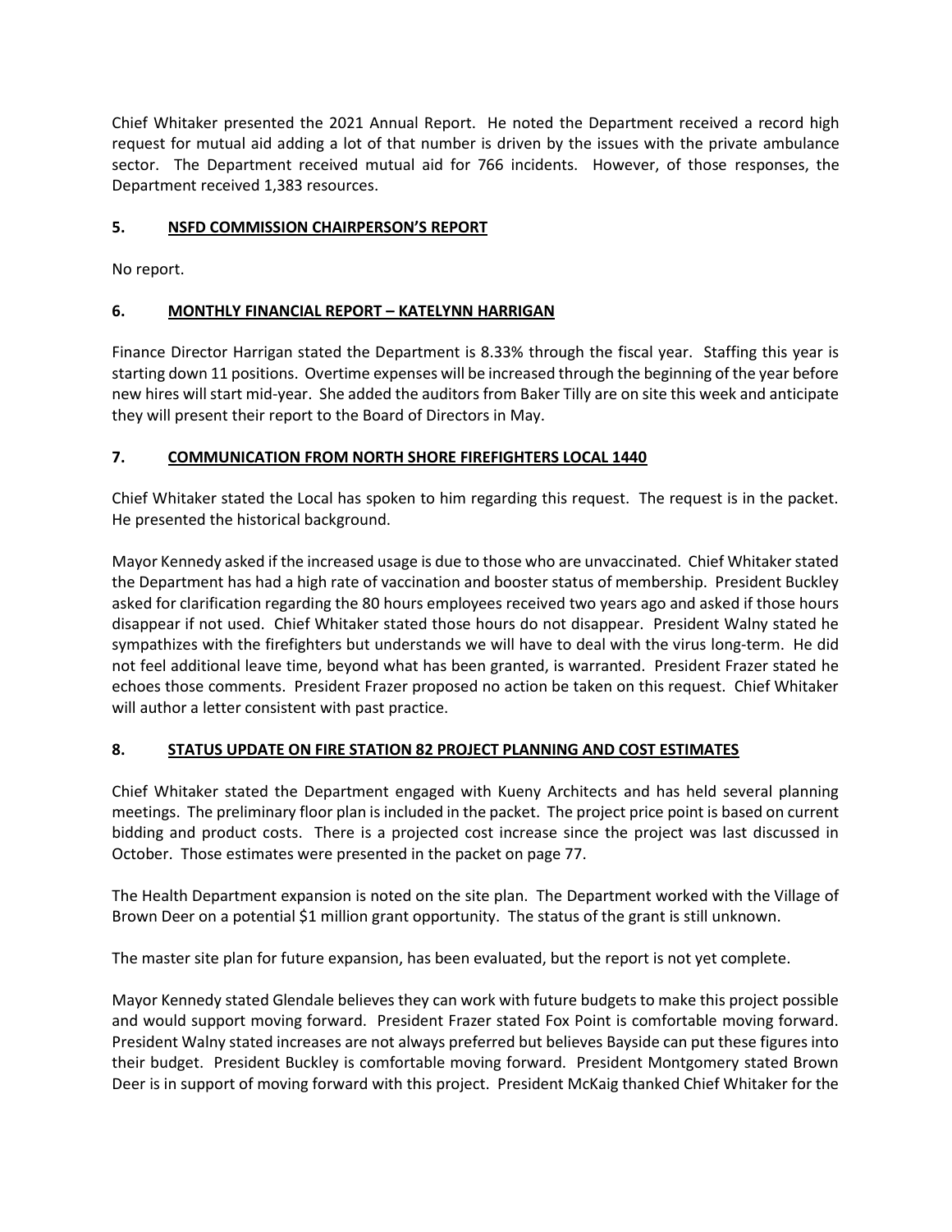Chief Whitaker presented the 2021 Annual Report. He noted the Department received a record high request for mutual aid adding a lot of that number is driven by the issues with the private ambulance sector. The Department received mutual aid for 766 incidents. However, of those responses, the Department received 1,383 resources.

## 5. NSFD COMMISSION CHAIRPERSON'S REPORT

No report.

## 6. MONTHLY FINANCIAL REPORT – KATELYNN HARRIGAN

Finance Director Harrigan stated the Department is 8.33% through the fiscal year. Staffing this year is starting down 11 positions. Overtime expenses will be increased through the beginning of the year before new hires will start mid-year. She added the auditors from Baker Tilly are on site this week and anticipate they will present their report to the Board of Directors in May.

## 7. COMMUNICATION FROM NORTH SHORE FIREFIGHTERS LOCAL 1440

Chief Whitaker stated the Local has spoken to him regarding this request. The request is in the packet. He presented the historical background.

Mayor Kennedy asked if the increased usage is due to those who are unvaccinated. Chief Whitaker stated the Department has had a high rate of vaccination and booster status of membership. President Buckley asked for clarification regarding the 80 hours employees received two years ago and asked if those hours disappear if not used. Chief Whitaker stated those hours do not disappear. President Walny stated he sympathizes with the firefighters but understands we will have to deal with the virus long-term. He did not feel additional leave time, beyond what has been granted, is warranted. President Frazer stated he echoes those comments. President Frazer proposed no action be taken on this request. Chief Whitaker will author a letter consistent with past practice.

## 8. STATUS UPDATE ON FIRE STATION 82 PROJECT PLANNING AND COST ESTIMATES

Chief Whitaker stated the Department engaged with Kueny Architects and has held several planning meetings. The preliminary floor plan is included in the packet. The project price point is based on current bidding and product costs. There is a projected cost increase since the project was last discussed in October. Those estimates were presented in the packet on page 77.

The Health Department expansion is noted on the site plan. The Department worked with the Village of Brown Deer on a potential $1 million grant opportunity. The status of the grant is still unknown.

The master site plan for future expansion, has been evaluated, but the report is not yet complete.

Mayor Kennedy stated Glendale believes they can work with future budgets to make this project possible and would support moving forward. President Frazer stated Fox Point is comfortable moving forward. President Walny stated increases are not always preferred but believes Bayside can put these figures into their budget. President Buckley is comfortable moving forward. President Montgomery stated Brown Deer is in support of moving forward with this project. President McKaig thanked Chief Whitaker for the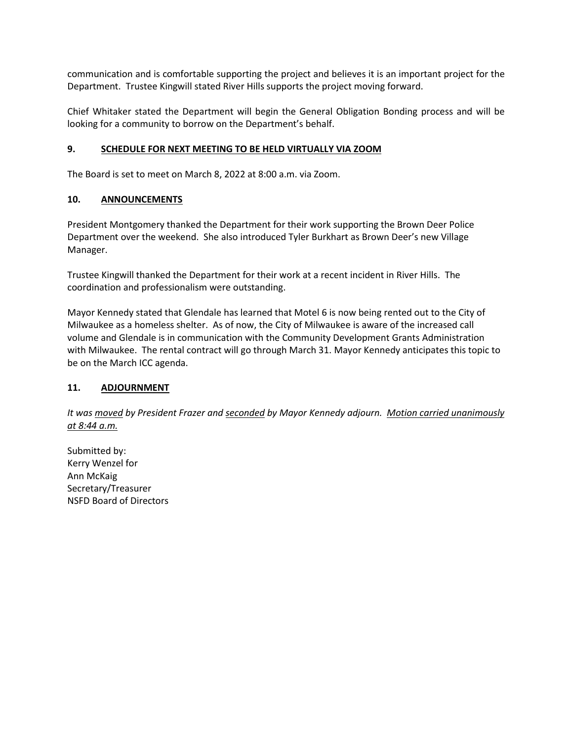communication and is comfortable supporting the project and believes it is an important project for the Department. Trustee Kingwill stated River Hills supports the project moving forward.

Chief Whitaker stated the Department will begin the General Obligation Bonding process and will be looking for a community to borrow on the Department's behalf.

## 9. SCHEDULE FOR NEXT MEETING TO BE HELD VIRTUALLY VIA ZOOM

The Board is set to meet on March 8, 2022 at 8:00 a.m. via Zoom.

## 10. ANNOUNCEMENTS

President Montgomery thanked the Department for their work supporting the Brown Deer Police Department over the weekend. She also introduced Tyler Burkhart as Brown Deer's new Village Manager.

Trustee Kingwill thanked the Department for their work at a recent incident in River Hills. The coordination and professionalism were outstanding.

Mayor Kennedy stated that Glendale has learned that Motel 6 is now being rented out to the City of Milwaukee as a homeless shelter. As of now, the City of Milwaukee is aware of the increased call volume and Glendale is in communication with the Community Development Grants Administration with Milwaukee. The rental contract will go through March 31. Mayor Kennedy anticipates this topic to be on the March ICC agenda.

## 11. ADJOURNMENT

*It was moved by President Frazer and seconded by Mayor Kennedy adjourn. Motion carried unanimously at 8:44 a.m.*

Submitted by:
Kerry Wenzel for
Ann McKaig
Secretary/Treasurer
NSFD Board of Directors